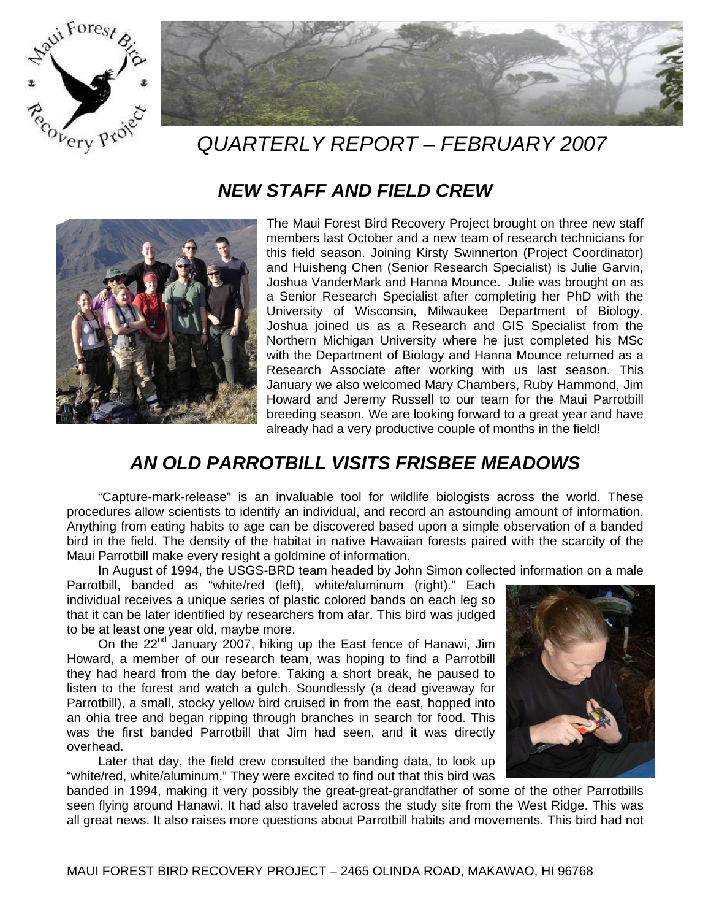# QUARTERLY REPORT – FEBRUARY 2007

## NEW STAFF AND FIELD CREW

The Maui Forest Bird Recovery Project brought on three new staff members last October and a new team of research technicians for this field season. Joining Kirsty Swinnerton (Project Coordinator) and Huisheng Chen (Senior Research Specialist) is Julie Garvin, Joshua VanderMark and Hanna Mounce. Julie was brought on as a Senior Research Specialist after completing her PhD with the University of Wisconsin, Milwaukee Department of Biology. Joshua joined us as a Research and GIS Specialist from the Northern Michigan University where he just completed his MSc with the Department of Biology and Hanna Mounce returned as a Research Associate after working with us last season. This January we also welcomed Mary Chambers, Ruby Hammond, Jim Howard and Jeremy Russell to our team for the Maui Parrotbill breeding season. We are looking forward to a great year and have already had a very productive couple of months in the field!

## AN OLD PARROTBILL VISITS FRISBEE MEADOWS

"Capture-mark-release" is an invaluable tool for wildlife biologists across the world. These procedures allow scientists to identify an individual, and record an astounding amount of information. Anything from eating habits to age can be discovered based upon a simple observation of a banded bird in the field. The density of the habitat in native Hawaiian forests paired with the scarcity of the Maui Parrotbill make every resight a goldmine of information.

In August of 1994, the USGS-BRD team headed by John Simon collected information on a male Parrotbill, banded as "white/red (left), white/aluminum (right)." Each individual receives a unique series of plastic colored bands on each leg so that it can be later identified by researchers from afar. This bird was judged to be at least one year old, maybe more.

On the 22nd January 2007, hiking up the East fence of Hanawi, Jim Howard, a member of our research team, was hoping to find a Parrotbill they had heard from the day before. Taking a short break, he paused to listen to the forest and watch a gulch. Soundlessly (a dead giveaway for Parrotbill), a small, stocky yellow bird cruised in from the east, hopped into an ohia tree and began ripping through branches in search for food. This was the first banded Parrotbill that Jim had seen, and it was directly overhead.

Later that day, the field crew consulted the banding data, to look up "white/red, white/aluminum." They were excited to find out that this bird was banded in 1994, making it very possibly the great-great-grandfather of some of the other Parrotbills seen flying around Hanawi. It had also traveled across the study site from the West Ridge. This was all great news. It also raises more questions about Parrotbill habits and movements. This bird had not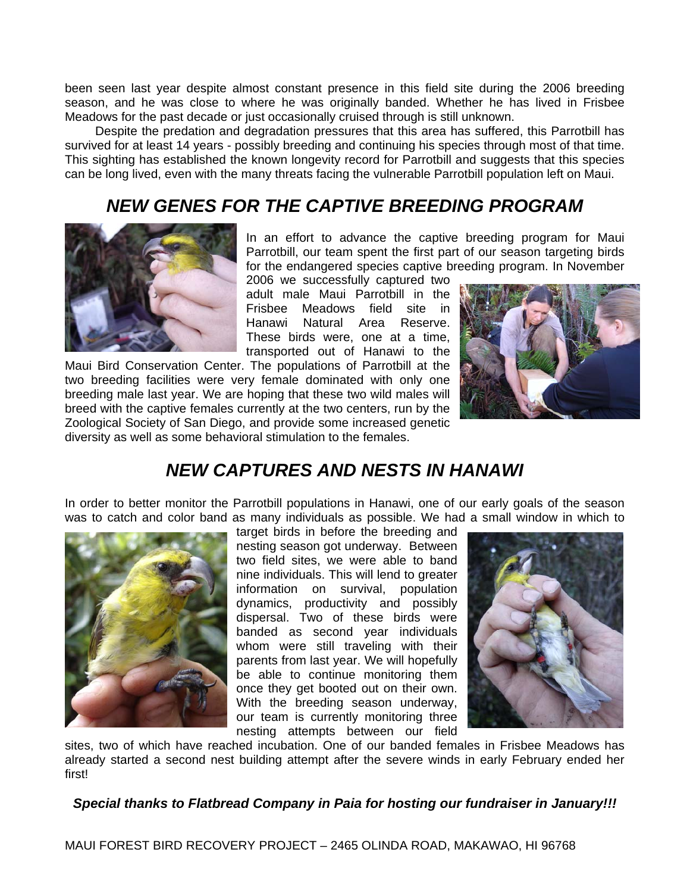been seen last year despite almost constant presence in this field site during the 2006 breeding season, and he was close to where he was originally banded. Whether he has lived in Frisbee Meadows for the past decade or just occasionally cruised through is still unknown.

Despite the predation and degradation pressures that this area has suffered, this Parrotbill has survived for at least 14 years - possibly breeding and continuing his species through most of that time. This sighting has established the known longevity record for Parrotbill and suggests that this species can be long lived, even with the many threats facing the vulnerable Parrotbill population left on Maui.

## *NEW GENES FOR THE CAPTIVE BREEDING PROGRAM*

In an effort to advance the captive breeding program for Maui Parrotbill, our team spent the first part of our season targeting birds for the endangered species captive breeding program. In November 2006 we successfully captured two adult male Maui Parrotbill in the Frisbee Meadows field site in Hanawi Natural Area Reserve. These birds were, one at a time, transported out of Hanawi to the Maui Bird Conservation Center. The populations of Parrotbill at the two breeding facilities were very female dominated with only one breeding male last year. We are hoping that these two wild males will breed with the captive females currently at the two centers, run by the Zoological Society of San Diego, and provide some increased genetic diversity as well as some behavioral stimulation to the females.

## *NEW CAPTURES AND NESTS IN HANAWI*

In order to better monitor the Parrotbill populations in Hanawi, one of our early goals of the season was to catch and color band as many individuals as possible. We had a small window in which to target birds in before the breeding and nesting season got underway. Between two field sites, we were able to band nine individuals. This will lend to greater information on survival, population dynamics, productivity and possibly dispersal. Two of these birds were banded as second year individuals whom were still traveling with their parents from last year. We will hopefully be able to continue monitoring them once they get booted out on their own. With the breeding season underway, our team is currently monitoring three nesting attempts between our field sites, two of which have reached incubation. One of our banded females in Frisbee Meadows has already started a second nest building attempt after the severe winds in early February ended her first!

***Special thanks to Flatbread Company in Paia for hosting our fundraiser in January!!!***

MAUI FOREST BIRD RECOVERY PROJECT – 2465 OLINDA ROAD, MAKAWAO, HI 96768